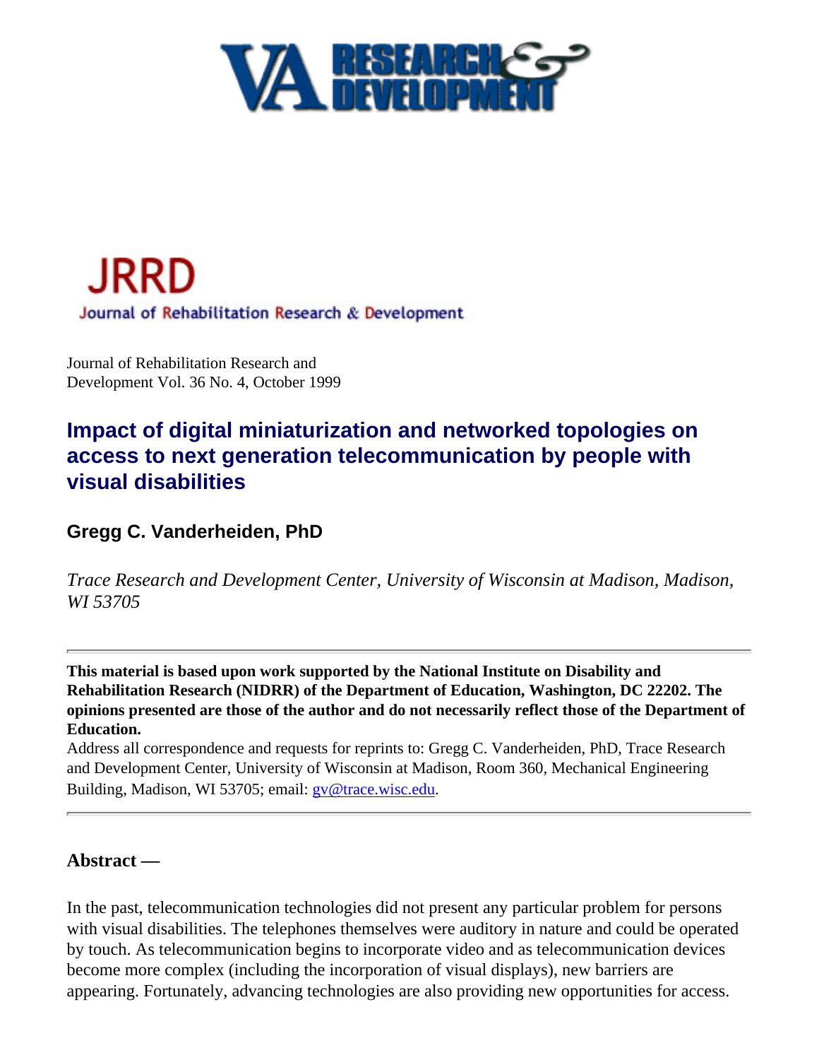Journal of Rehabilitation Research and Development Vol. 36 No. 4, October 1999

# Impact of digital miniaturization and networked topologies on access to next generation telecommunication by people with visual disabilities

## Gregg C. Vanderheiden, PhD

*Trace Research and Development Center, University of Wisconsin at Madison, Madison, WI 53705*

---

**This material is based upon work supported by the National Institute on Disability and Rehabilitation Research (NIDRR) of the Department of Education, Washington, DC 22202. The opinions presented are those of the author and do not necessarily reflect those of the Department of Education.**

Address all correspondence and requests for reprints to: Gregg C. Vanderheiden, PhD, Trace Research and Development Center, University of Wisconsin at Madison, Room 360, Mechanical Engineering Building, Madison, WI 53705; email: gv@trace.wisc.edu.

---

### Abstract —

In the past, telecommunication technologies did not present any particular problem for persons with visual disabilities. The telephones themselves were auditory in nature and could be operated by touch. As telecommunication begins to incorporate video and as telecommunication devices become more complex (including the incorporation of visual displays), new barriers are appearing. Fortunately, advancing technologies are also providing new opportunities for access.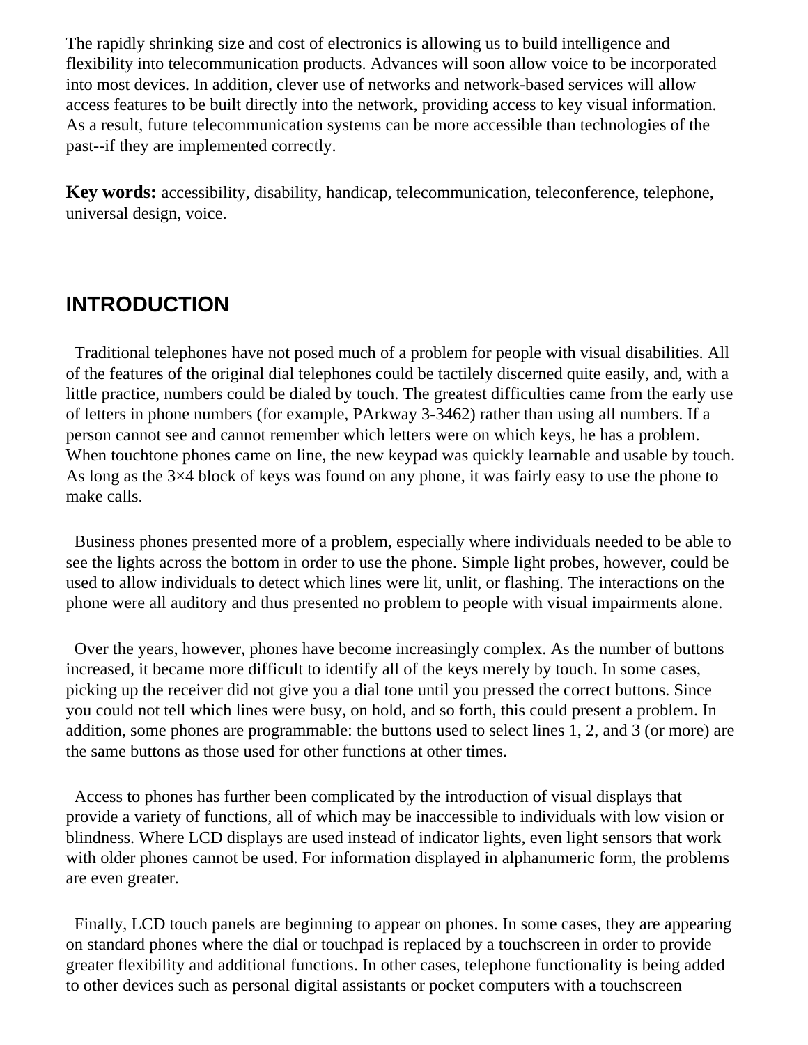The rapidly shrinking size and cost of electronics is allowing us to build intelligence and flexibility into telecommunication products. Advances will soon allow voice to be incorporated into most devices. In addition, clever use of networks and network-based services will allow access features to be built directly into the network, providing access to key visual information. As a result, future telecommunication systems can be more accessible than technologies of the past--if they are implemented correctly.

**Key words:** accessibility, disability, handicap, telecommunication, teleconference, telephone, universal design, voice.

## INTRODUCTION

Traditional telephones have not posed much of a problem for people with visual disabilities. All of the features of the original dial telephones could be tactilely discerned quite easily, and, with a little practice, numbers could be dialed by touch. The greatest difficulties came from the early use of letters in phone numbers (for example, PArkway 3-3462) rather than using all numbers. If a person cannot see and cannot remember which letters were on which keys, he has a problem. When touchtone phones came on line, the new keypad was quickly learnable and usable by touch. As long as the 3×4 block of keys was found on any phone, it was fairly easy to use the phone to make calls.

Business phones presented more of a problem, especially where individuals needed to be able to see the lights across the bottom in order to use the phone. Simple light probes, however, could be used to allow individuals to detect which lines were lit, unlit, or flashing. The interactions on the phone were all auditory and thus presented no problem to people with visual impairments alone.

Over the years, however, phones have become increasingly complex. As the number of buttons increased, it became more difficult to identify all of the keys merely by touch. In some cases, picking up the receiver did not give you a dial tone until you pressed the correct buttons. Since you could not tell which lines were busy, on hold, and so forth, this could present a problem. In addition, some phones are programmable: the buttons used to select lines 1, 2, and 3 (or more) are the same buttons as those used for other functions at other times.

Access to phones has further been complicated by the introduction of visual displays that provide a variety of functions, all of which may be inaccessible to individuals with low vision or blindness. Where LCD displays are used instead of indicator lights, even light sensors that work with older phones cannot be used. For information displayed in alphanumeric form, the problems are even greater.

Finally, LCD touch panels are beginning to appear on phones. In some cases, they are appearing on standard phones where the dial or touchpad is replaced by a touchscreen in order to provide greater flexibility and additional functions. In other cases, telephone functionality is being added to other devices such as personal digital assistants or pocket computers with a touchscreen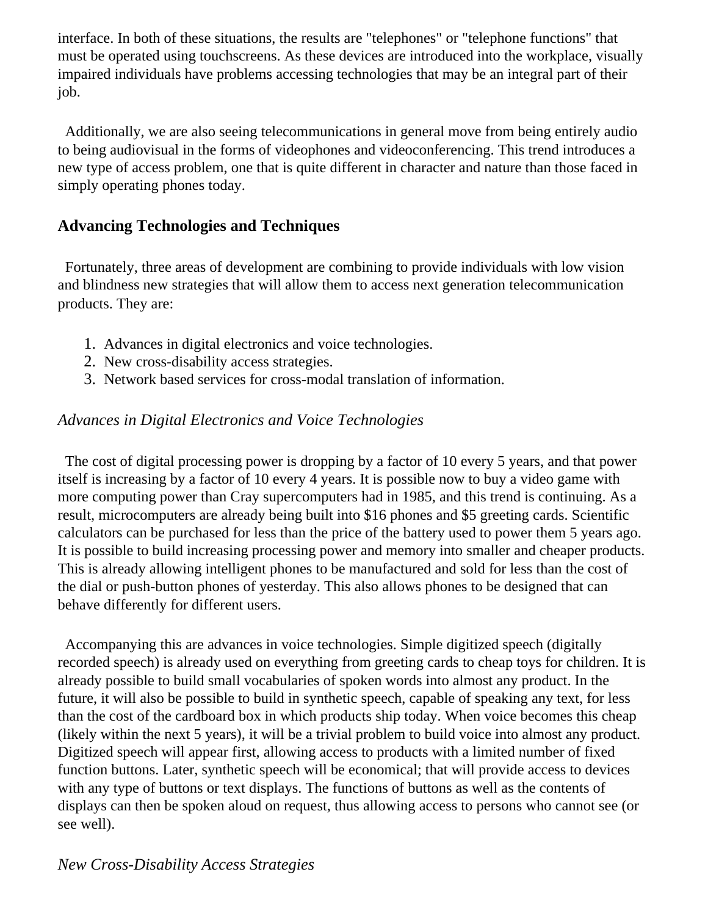interface. In both of these situations, the results are "telephones" or "telephone functions" that must be operated using touchscreens. As these devices are introduced into the workplace, visually impaired individuals have problems accessing technologies that may be an integral part of their job.

Additionally, we are also seeing telecommunications in general move from being entirely audio to being audiovisual in the forms of videophones and videoconferencing. This trend introduces a new type of access problem, one that is quite different in character and nature than those faced in simply operating phones today.

## Advancing Technologies and Techniques

Fortunately, three areas of development are combining to provide individuals with low vision and blindness new strategies that will allow them to access next generation telecommunication products. They are:

1. Advances in digital electronics and voice technologies.
2. New cross-disability access strategies.
3. Network based services for cross-modal translation of information.

### *Advances in Digital Electronics and Voice Technologies*

The cost of digital processing power is dropping by a factor of 10 every 5 years, and that power itself is increasing by a factor of 10 every 4 years. It is possible now to buy a video game with more computing power than Cray supercomputers had in 1985, and this trend is continuing. As a result, microcomputers are already being built into $16 phones and $5 greeting cards. Scientific calculators can be purchased for less than the price of the battery used to power them 5 years ago. It is possible to build increasing processing power and memory into smaller and cheaper products. This is already allowing intelligent phones to be manufactured and sold for less than the cost of the dial or push-button phones of yesterday. This also allows phones to be designed that can behave differently for different users.

Accompanying this are advances in voice technologies. Simple digitized speech (digitally recorded speech) is already used on everything from greeting cards to cheap toys for children. It is already possible to build small vocabularies of spoken words into almost any product. In the future, it will also be possible to build in synthetic speech, capable of speaking any text, for less than the cost of the cardboard box in which products ship today. When voice becomes this cheap (likely within the next 5 years), it will be a trivial problem to build voice into almost any product. Digitized speech will appear first, allowing access to products with a limited number of fixed function buttons. Later, synthetic speech will be economical; that will provide access to devices with any type of buttons or text displays. The functions of buttons as well as the contents of displays can then be spoken aloud on request, thus allowing access to persons who cannot see (or see well).

### *New Cross-Disability Access Strategies*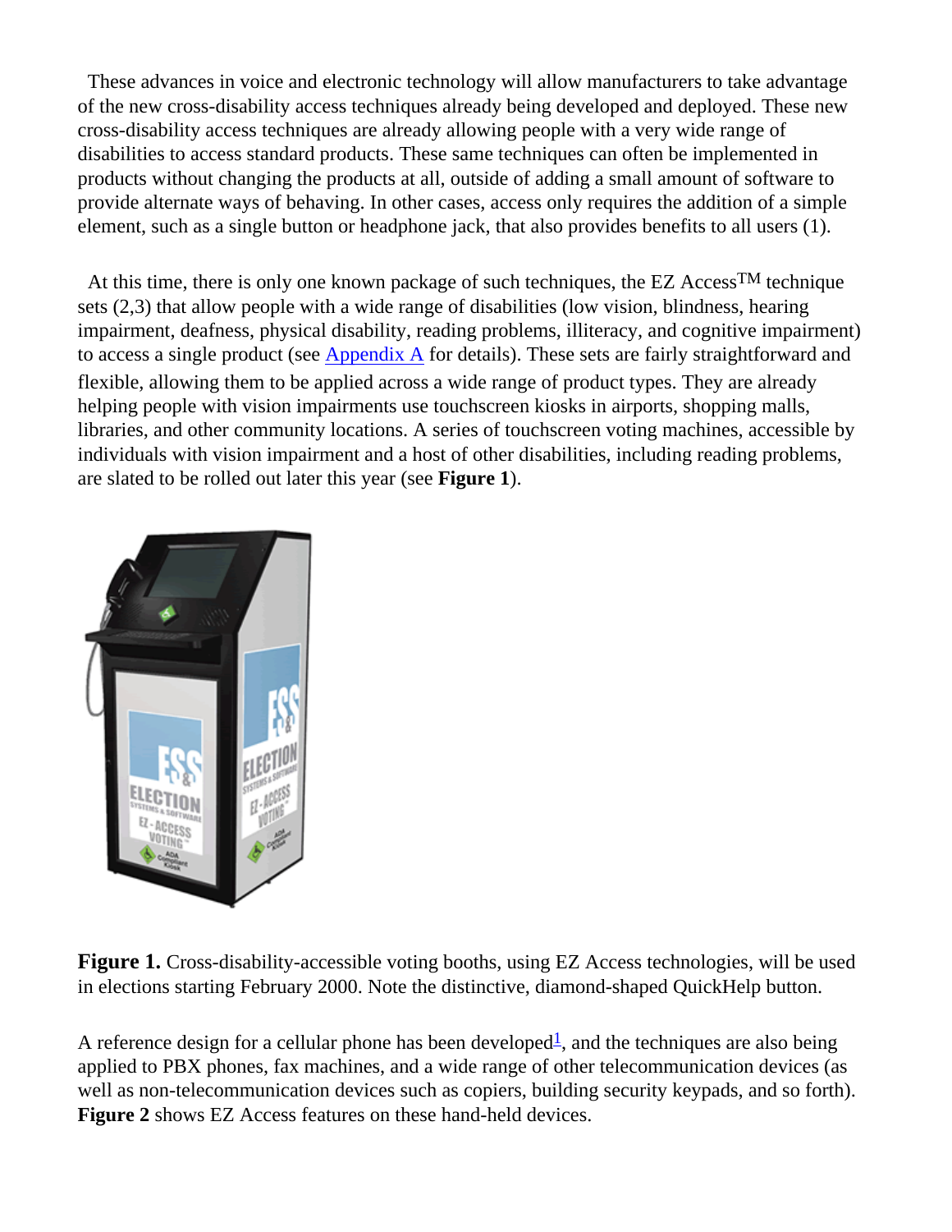These advances in voice and electronic technology will allow manufacturers to take advantage of the new cross-disability access techniques already being developed and deployed. These new cross-disability access techniques are already allowing people with a very wide range of disabilities to access standard products. These same techniques can often be implemented in products without changing the products at all, outside of adding a small amount of software to provide alternate ways of behaving. In other cases, access only requires the addition of a simple element, such as a single button or headphone jack, that also provides benefits to all users (1).

At this time, there is only one known package of such techniques, the EZ Access™ technique sets (2,3) that allow people with a wide range of disabilities (low vision, blindness, hearing impairment, deafness, physical disability, reading problems, illiteracy, and cognitive impairment) to access a single product (see Appendix A for details). These sets are fairly straightforward and flexible, allowing them to be applied across a wide range of product types. They are already helping people with vision impairments use touchscreen kiosks in airports, shopping malls, libraries, and other community locations. A series of touchscreen voting machines, accessible by individuals with vision impairment and a host of other disabilities, including reading problems, are slated to be rolled out later this year (see **Figure 1**).

**Figure 1.** Cross-disability-accessible voting booths, using EZ Access technologies, will be used in elections starting February 2000. Note the distinctive, diamond-shaped QuickHelp button.

A reference design for a cellular phone has been developed[1], and the techniques are also being applied to PBX phones, fax machines, and a wide range of other telecommunication devices (as well as non-telecommunication devices such as copiers, building security keypads, and so forth). **Figure 2** shows EZ Access features on these hand-held devices.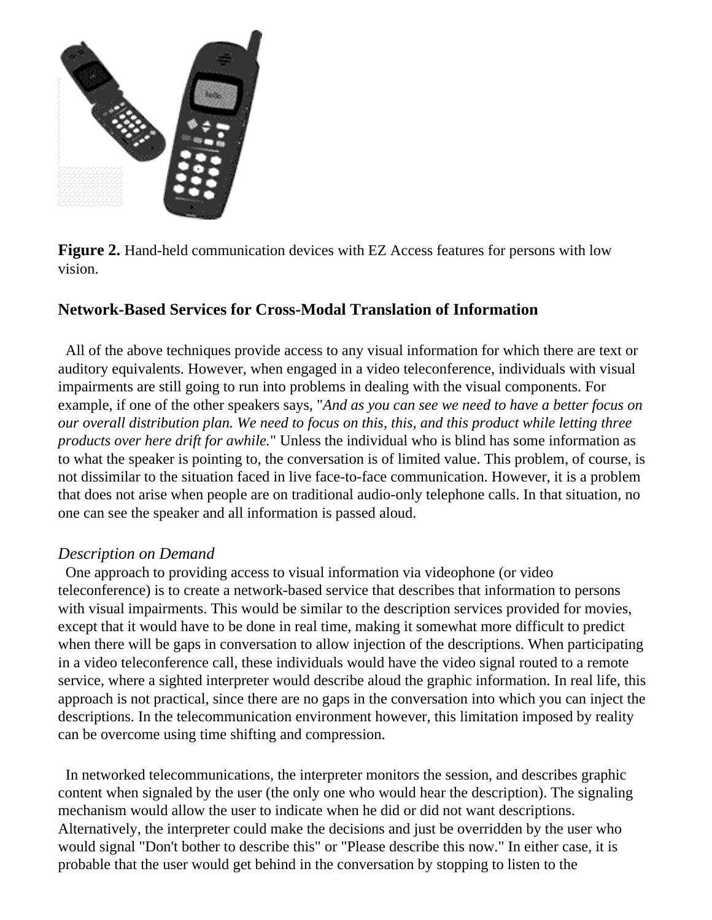**Figure 2.** Hand-held communication devices with EZ Access features for persons with low vision.

### Network-Based Services for Cross-Modal Translation of Information

All of the above techniques provide access to any visual information for which there are text or auditory equivalents. However, when engaged in a video teleconference, individuals with visual impairments are still going to run into problems in dealing with the visual components. For example, if one of the other speakers says, "*And as you can see we need to have a better focus on our overall distribution plan. We need to focus on this, this, and this product while letting three products over here drift for awhile.*" Unless the individual who is blind has some information as to what the speaker is pointing to, the conversation is of limited value. This problem, of course, is not dissimilar to the situation faced in live face-to-face communication. However, it is a problem that does not arise when people are on traditional audio-only telephone calls. In that situation, no one can see the speaker and all information is passed aloud.

*Description on Demand*

One approach to providing access to visual information via videophone (or video teleconference) is to create a network-based service that describes that information to persons with visual impairments. This would be similar to the description services provided for movies, except that it would have to be done in real time, making it somewhat more difficult to predict when there will be gaps in conversation to allow injection of the descriptions. When participating in a video teleconference call, these individuals would have the video signal routed to a remote service, where a sighted interpreter would describe aloud the graphic information. In real life, this approach is not practical, since there are no gaps in the conversation into which you can inject the descriptions. In the telecommunication environment however, this limitation imposed by reality can be overcome using time shifting and compression.

In networked telecommunications, the interpreter monitors the session, and describes graphic content when signaled by the user (the only one who would hear the description). The signaling mechanism would allow the user to indicate when he did or did not want descriptions. Alternatively, the interpreter could make the decisions and just be overridden by the user who would signal "Don't bother to describe this" or "Please describe this now." In either case, it is probable that the user would get behind in the conversation by stopping to listen to the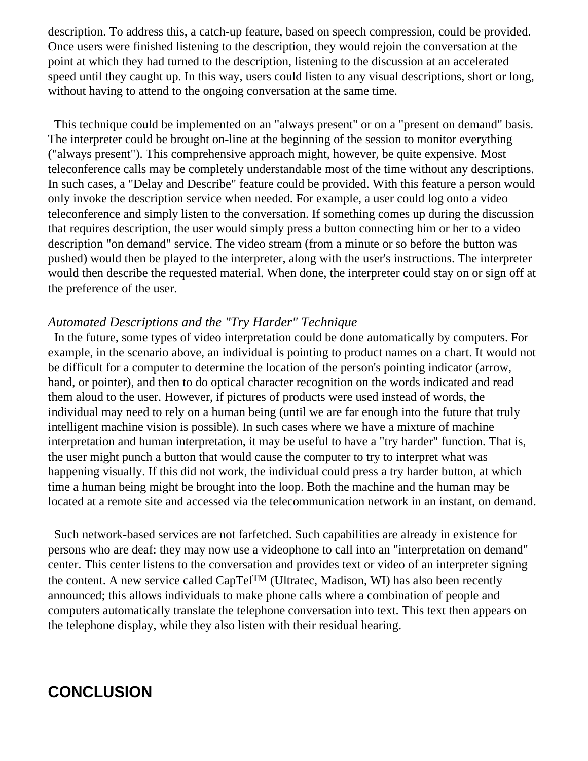description. To address this, a catch-up feature, based on speech compression, could be provided. Once users were finished listening to the description, they would rejoin the conversation at the point at which they had turned to the description, listening to the discussion at an accelerated speed until they caught up. In this way, users could listen to any visual descriptions, short or long, without having to attend to the ongoing conversation at the same time.

This technique could be implemented on an "always present" or on a "present on demand" basis. The interpreter could be brought on-line at the beginning of the session to monitor everything ("always present"). This comprehensive approach might, however, be quite expensive. Most teleconference calls may be completely understandable most of the time without any descriptions. In such cases, a "Delay and Describe" feature could be provided. With this feature a person would only invoke the description service when needed. For example, a user could log onto a video teleconference and simply listen to the conversation. If something comes up during the discussion that requires description, the user would simply press a button connecting him or her to a video description "on demand" service. The video stream (from a minute or so before the button was pushed) would then be played to the interpreter, along with the user's instructions. The interpreter would then describe the requested material. When done, the interpreter could stay on or sign off at the preference of the user.

*Automated Descriptions and the "Try Harder" Technique*

In the future, some types of video interpretation could be done automatically by computers. For example, in the scenario above, an individual is pointing to product names on a chart. It would not be difficult for a computer to determine the location of the person's pointing indicator (arrow, hand, or pointer), and then to do optical character recognition on the words indicated and read them aloud to the user. However, if pictures of products were used instead of words, the individual may need to rely on a human being (until we are far enough into the future that truly intelligent machine vision is possible). In such cases where we have a mixture of machine interpretation and human interpretation, it may be useful to have a "try harder" function. That is, the user might punch a button that would cause the computer to try to interpret what was happening visually. If this did not work, the individual could press a try harder button, at which time a human being might be brought into the loop. Both the machine and the human may be located at a remote site and accessed via the telecommunication network in an instant, on demand.

Such network-based services are not farfetched. Such capabilities are already in existence for persons who are deaf: they may now use a videophone to call into an "interpretation on demand" center. This center listens to the conversation and provides text or video of an interpreter signing the content. A new service called CapTel™ (Ultratec, Madison, WI) has also been recently announced; this allows individuals to make phone calls where a combination of people and computers automatically translate the telephone conversation into text. This text then appears on the telephone display, while they also listen with their residual hearing.

## CONCLUSION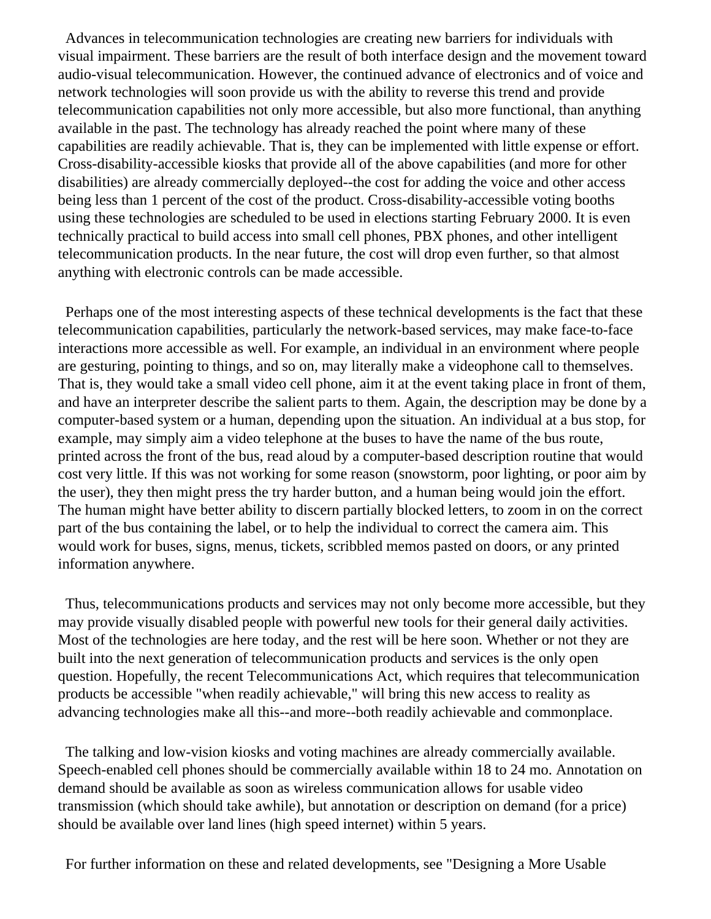Advances in telecommunication technologies are creating new barriers for individuals with visual impairment. These barriers are the result of both interface design and the movement toward audio-visual telecommunication. However, the continued advance of electronics and of voice and network technologies will soon provide us with the ability to reverse this trend and provide telecommunication capabilities not only more accessible, but also more functional, than anything available in the past. The technology has already reached the point where many of these capabilities are readily achievable. That is, they can be implemented with little expense or effort. Cross-disability-accessible kiosks that provide all of the above capabilities (and more for other disabilities) are already commercially deployed--the cost for adding the voice and other access being less than 1 percent of the cost of the product. Cross-disability-accessible voting booths using these technologies are scheduled to be used in elections starting February 2000. It is even technically practical to build access into small cell phones, PBX phones, and other intelligent telecommunication products. In the near future, the cost will drop even further, so that almost anything with electronic controls can be made accessible.

Perhaps one of the most interesting aspects of these technical developments is the fact that these telecommunication capabilities, particularly the network-based services, may make face-to-face interactions more accessible as well. For example, an individual in an environment where people are gesturing, pointing to things, and so on, may literally make a videophone call to themselves. That is, they would take a small video cell phone, aim it at the event taking place in front of them, and have an interpreter describe the salient parts to them. Again, the description may be done by a computer-based system or a human, depending upon the situation. An individual at a bus stop, for example, may simply aim a video telephone at the buses to have the name of the bus route, printed across the front of the bus, read aloud by a computer-based description routine that would cost very little. If this was not working for some reason (snowstorm, poor lighting, or poor aim by the user), they then might press the try harder button, and a human being would join the effort. The human might have better ability to discern partially blocked letters, to zoom in on the correct part of the bus containing the label, or to help the individual to correct the camera aim. This would work for buses, signs, menus, tickets, scribbled memos pasted on doors, or any printed information anywhere.

Thus, telecommunications products and services may not only become more accessible, but they may provide visually disabled people with powerful new tools for their general daily activities. Most of the technologies are here today, and the rest will be here soon. Whether or not they are built into the next generation of telecommunication products and services is the only open question. Hopefully, the recent Telecommunications Act, which requires that telecommunication products be accessible "when readily achievable," will bring this new access to reality as advancing technologies make all this--and more--both readily achievable and commonplace.

The talking and low-vision kiosks and voting machines are already commercially available. Speech-enabled cell phones should be commercially available within 18 to 24 mo. Annotation on demand should be available as soon as wireless communication allows for usable video transmission (which should take awhile), but annotation or description on demand (for a price) should be available over land lines (high speed internet) within 5 years.

For further information on these and related developments, see "Designing a More Usable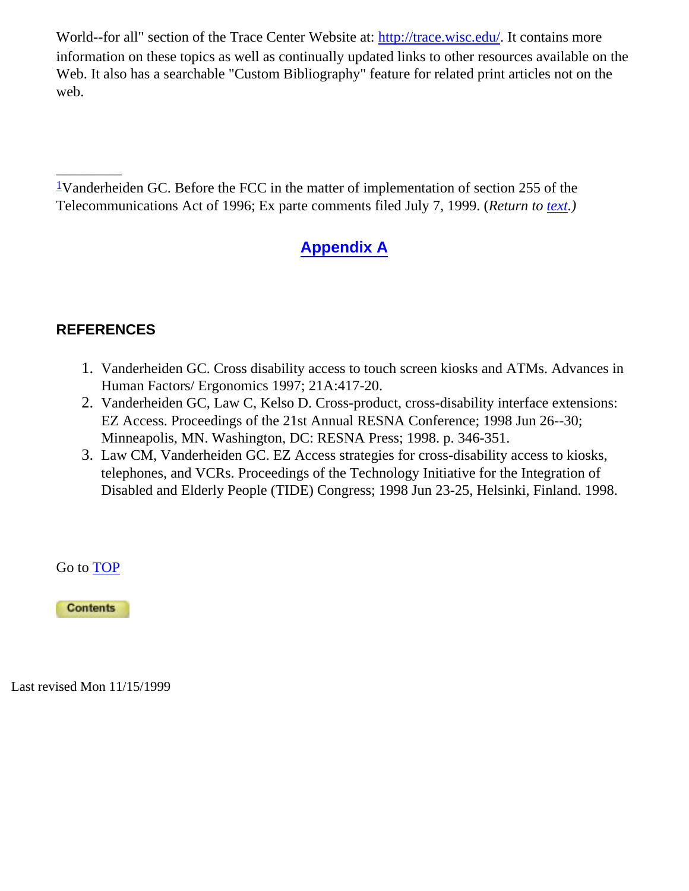World--for all" section of the Trace Center Website at: http://trace.wisc.edu/. It contains more information on these topics as well as continually updated links to other resources available on the Web. It also has a searchable "Custom Bibliography" feature for related print articles not on the web.

---

[1]Vanderheiden GC. Before the FCC in the matter of implementation of section 255 of the Telecommunications Act of 1996; Ex parte comments filed July 7, 1999. (*Return to text.*)

## Appendix A

### REFERENCES

1. Vanderheiden GC. Cross disability access to touch screen kiosks and ATMs. Advances in Human Factors/ Ergonomics 1997; 21A:417-20.
2. Vanderheiden GC, Law C, Kelso D. Cross-product, cross-disability interface extensions: EZ Access. Proceedings of the 21st Annual RESNA Conference; 1998 Jun 26--30; Minneapolis, MN. Washington, DC: RESNA Press; 1998. p. 346-351.
3. Law CM, Vanderheiden GC. EZ Access strategies for cross-disability access to kiosks, telephones, and VCRs. Proceedings of the Technology Initiative for the Integration of Disabled and Elderly People (TIDE) Congress; 1998 Jun 23-25, Helsinki, Finland. 1998.

Go to TOP

Contents

Last revised Mon 11/15/1999